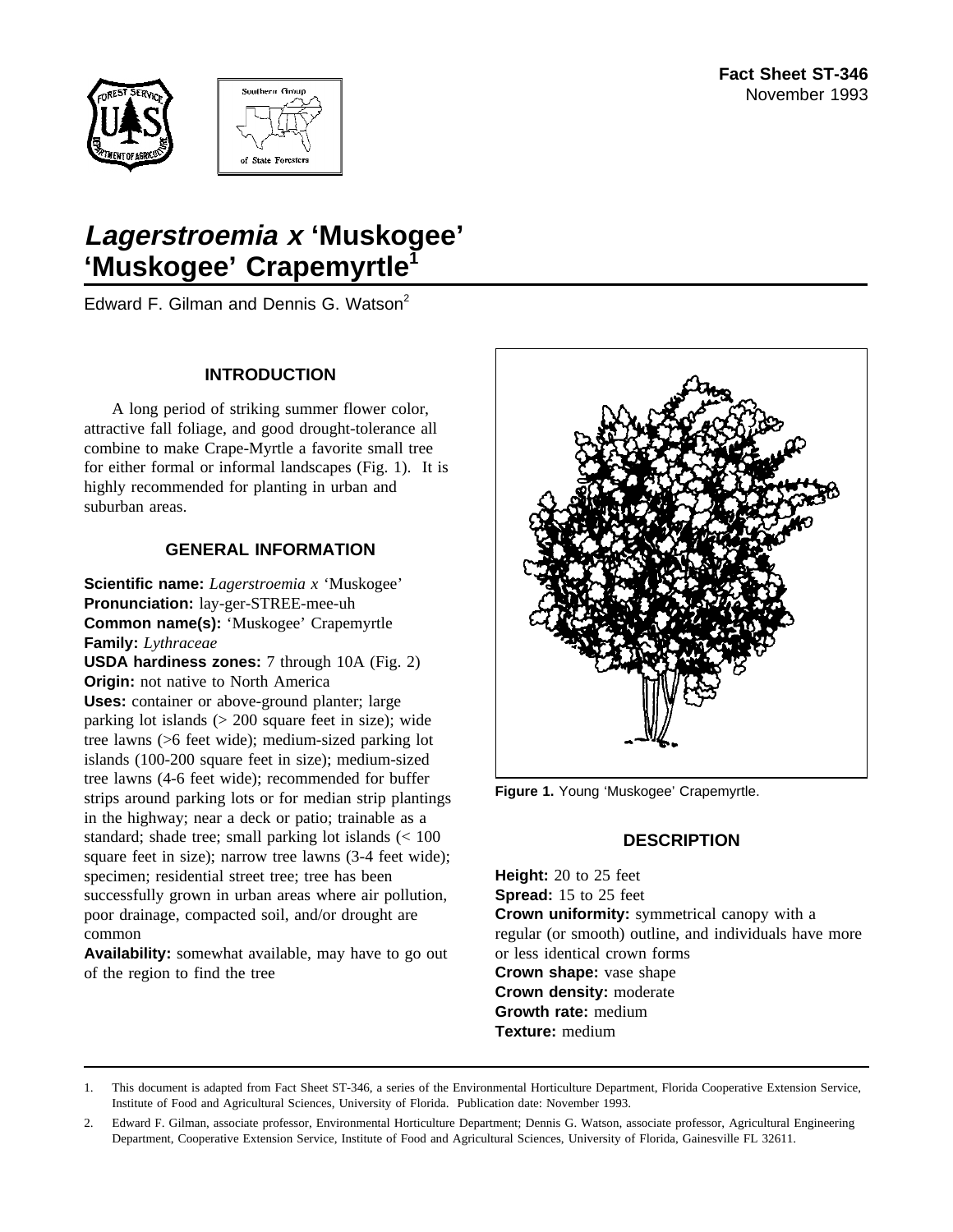**Fact Sheet ST-346**
November 1993

# *Lagerstroemia x* 'Muskogee' 'Muskogee' Crapemyrtle[1]

Edward F. Gilman and Dennis G. Watson[2]

## INTRODUCTION

A long period of striking summer flower color, attractive fall foliage, and good drought-tolerance all combine to make Crape-Myrtle a favorite small tree for either formal or informal landscapes (Fig. 1). It is highly recommended for planting in urban and suburban areas.

## GENERAL INFORMATION

**Scientific name:** *Lagerstroemia x* 'Muskogee'
**Pronunciation:** lay-ger-STREE-mee-uh
**Common name(s):** 'Muskogee' Crapemyrtle
**Family:** *Lythraceae*
**USDA hardiness zones:** 7 through 10A (Fig. 2)
**Origin:** not native to North America
**Uses:** container or above-ground planter; large parking lot islands (> 200 square feet in size); wide tree lawns (>6 feet wide); medium-sized parking lot islands (100-200 square feet in size); medium-sized tree lawns (4-6 feet wide); recommended for buffer strips around parking lots or for median strip plantings in the highway; near a deck or patio; trainable as a standard; shade tree; small parking lot islands (< 100 square feet in size); narrow tree lawns (3-4 feet wide); specimen; residential street tree; tree has been successfully grown in urban areas where air pollution, poor drainage, compacted soil, and/or drought are common
**Availability:** somewhat available, may have to go out of the region to find the tree

**Figure 1.** Young 'Muskogee' Crapemyrtle.

## DESCRIPTION

**Height:** 20 to 25 feet
**Spread:** 15 to 25 feet
**Crown uniformity:** symmetrical canopy with a regular (or smooth) outline, and individuals have more or less identical crown forms
**Crown shape:** vase shape
**Crown density:** moderate
**Growth rate:** medium
**Texture:** medium

1. This document is adapted from Fact Sheet ST-346, a series of the Environmental Horticulture Department, Florida Cooperative Extension Service, Institute of Food and Agricultural Sciences, University of Florida. Publication date: November 1993.

2. Edward F. Gilman, associate professor, Environmental Horticulture Department; Dennis G. Watson, associate professor, Agricultural Engineering Department, Cooperative Extension Service, Institute of Food and Agricultural Sciences, University of Florida, Gainesville FL 32611.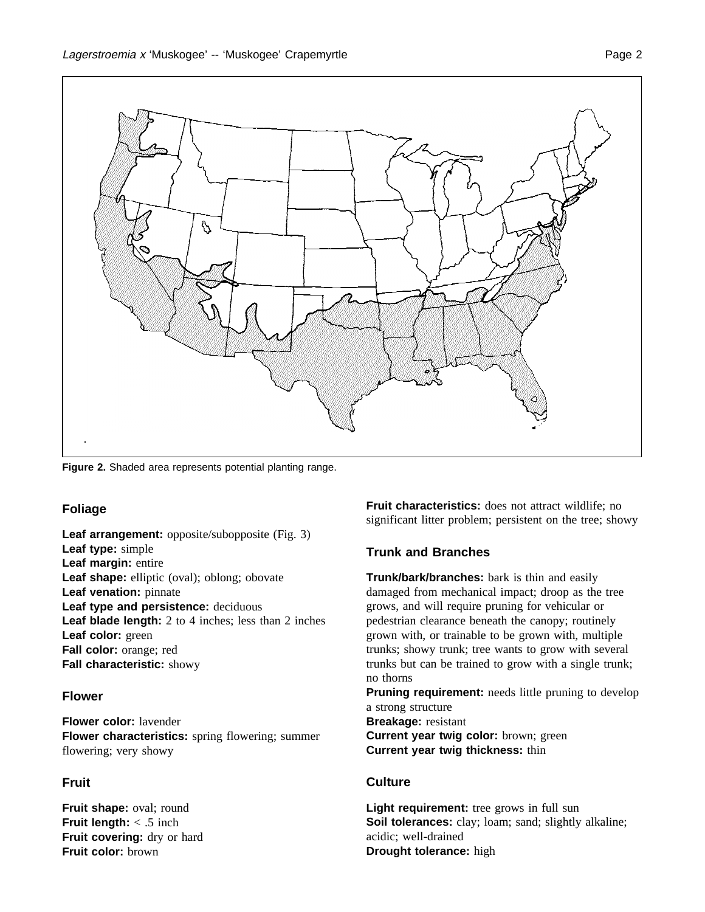Figure 2. Shaded area represents potential planting range.

## Foliage

**Leaf arrangement:** opposite/subopposite (Fig. 3)
**Leaf type:** simple
**Leaf margin:** entire
**Leaf shape:** elliptic (oval); oblong; obovate
**Leaf venation:** pinnate
**Leaf type and persistence:** deciduous
**Leaf blade length:** 2 to 4 inches; less than 2 inches
**Leaf color:** green
**Fall color:** orange; red
**Fall characteristic:** showy

## Flower

**Flower color:** lavender
**Flower characteristics:** spring flowering; summer flowering; very showy

## Fruit

**Fruit shape:** oval; round
**Fruit length:** < .5 inch
**Fruit covering:** dry or hard
**Fruit color:** brown
**Fruit characteristics:** does not attract wildlife; no significant litter problem; persistent on the tree; showy

## Trunk and Branches

**Trunk/bark/branches:** bark is thin and easily damaged from mechanical impact; droop as the tree grows, and will require pruning for vehicular or pedestrian clearance beneath the canopy; routinely grown with, or trainable to be grown with, multiple trunks; showy trunk; tree wants to grow with several trunks but can be trained to grow with a single trunk; no thorns
**Pruning requirement:** needs little pruning to develop a strong structure
**Breakage:** resistant
**Current year twig color:** brown; green
**Current year twig thickness:** thin

## Culture

**Light requirement:** tree grows in full sun
**Soil tolerances:** clay; loam; sand; slightly alkaline; acidic; well-drained
**Drought tolerance:** high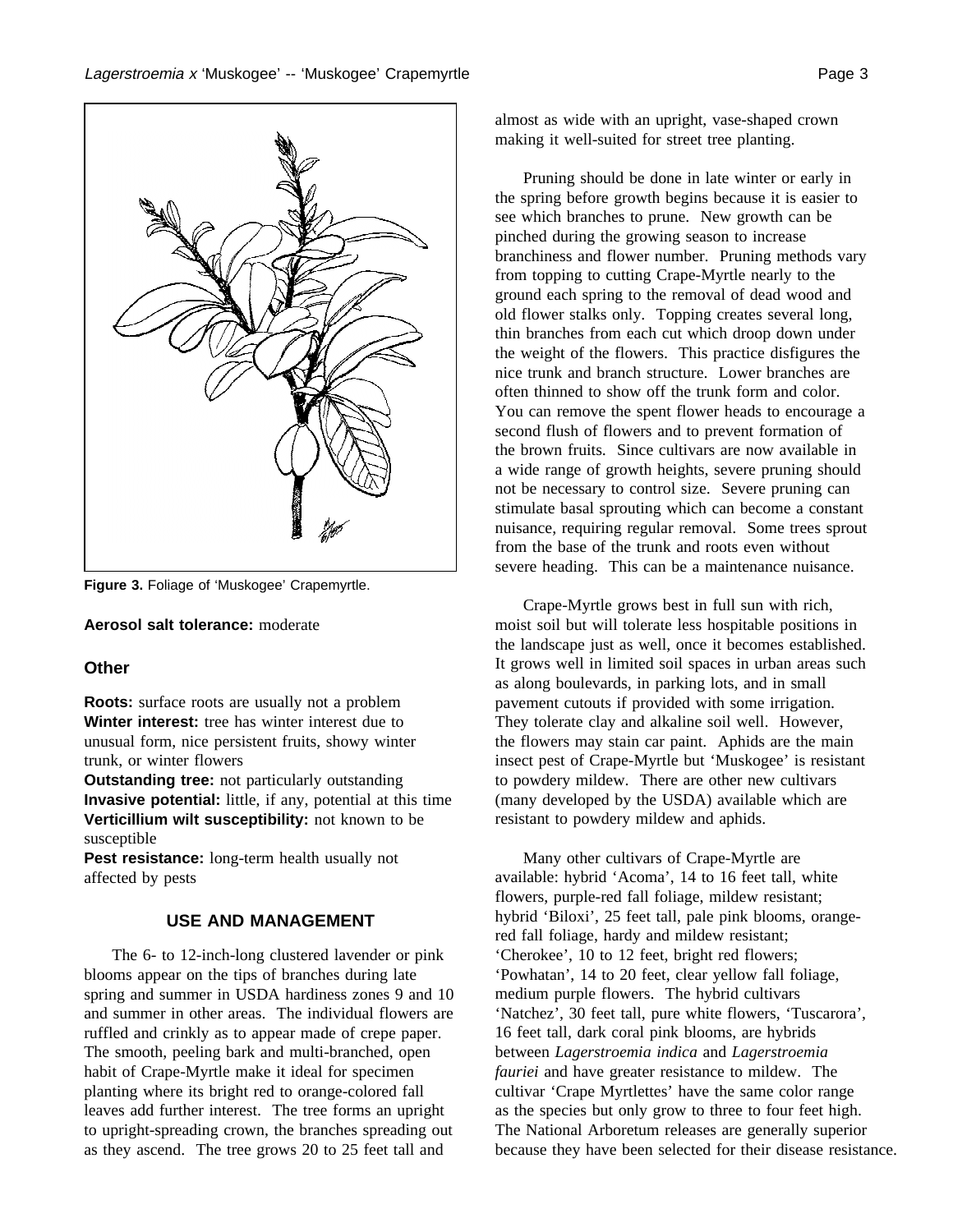**Figure 3.** Foliage of 'Muskogee' Crapemyrtle.

**Aerosol salt tolerance:** moderate

## Other

**Roots:** surface roots are usually not a problem
**Winter interest:** tree has winter interest due to unusual form, nice persistent fruits, showy winter trunk, or winter flowers
**Outstanding tree:** not particularly outstanding
**Invasive potential:** little, if any, potential at this time
**Verticillium wilt susceptibility:** not known to be susceptible
**Pest resistance:** long-term health usually not affected by pests

## USE AND MANAGEMENT

The 6- to 12-inch-long clustered lavender or pink blooms appear on the tips of branches during late spring and summer in USDA hardiness zones 9 and 10 and summer in other areas. The individual flowers are ruffled and crinkly as to appear made of crepe paper. The smooth, peeling bark and multi-branched, open habit of Crape-Myrtle make it ideal for specimen planting where its bright red to orange-colored fall leaves add further interest. The tree forms an upright to upright-spreading crown, the branches spreading out as they ascend. The tree grows 20 to 25 feet tall and almost as wide with an upright, vase-shaped crown making it well-suited for street tree planting.

Pruning should be done in late winter or early in the spring before growth begins because it is easier to see which branches to prune. New growth can be pinched during the growing season to increase branchiness and flower number. Pruning methods vary from topping to cutting Crape-Myrtle nearly to the ground each spring to the removal of dead wood and old flower stalks only. Topping creates several long, thin branches from each cut which droop down under the weight of the flowers. This practice disfigures the nice trunk and branch structure. Lower branches are often thinned to show off the trunk form and color. You can remove the spent flower heads to encourage a second flush of flowers and to prevent formation of the brown fruits. Since cultivars are now available in a wide range of growth heights, severe pruning should not be necessary to control size. Severe pruning can stimulate basal sprouting which can become a constant nuisance, requiring regular removal. Some trees sprout from the base of the trunk and roots even without severe heading. This can be a maintenance nuisance.

Crape-Myrtle grows best in full sun with rich, moist soil but will tolerate less hospitable positions in the landscape just as well, once it becomes established. It grows well in limited soil spaces in urban areas such as along boulevards, in parking lots, and in small pavement cutouts if provided with some irrigation. They tolerate clay and alkaline soil well. However, the flowers may stain car paint. Aphids are the main insect pest of Crape-Myrtle but 'Muskogee' is resistant to powdery mildew. There are other new cultivars (many developed by the USDA) available which are resistant to powdery mildew and aphids.

Many other cultivars of Crape-Myrtle are available: hybrid 'Acoma', 14 to 16 feet tall, white flowers, purple-red fall foliage, mildew resistant; hybrid 'Biloxi', 25 feet tall, pale pink blooms, orange-red fall foliage, hardy and mildew resistant; 'Cherokee', 10 to 12 feet, bright red flowers; 'Powhatan', 14 to 20 feet, clear yellow fall foliage, medium purple flowers. The hybrid cultivars 'Natchez', 30 feet tall, pure white flowers, 'Tuscarora', 16 feet tall, dark coral pink blooms, are hybrids between *Lagerstroemia indica* and *Lagerstroemia fauriei* and have greater resistance to mildew. The cultivar 'Crape Myrtlettes' have the same color range as the species but only grow to three to four feet high. The National Arboretum releases are generally superior because they have been selected for their disease resistance.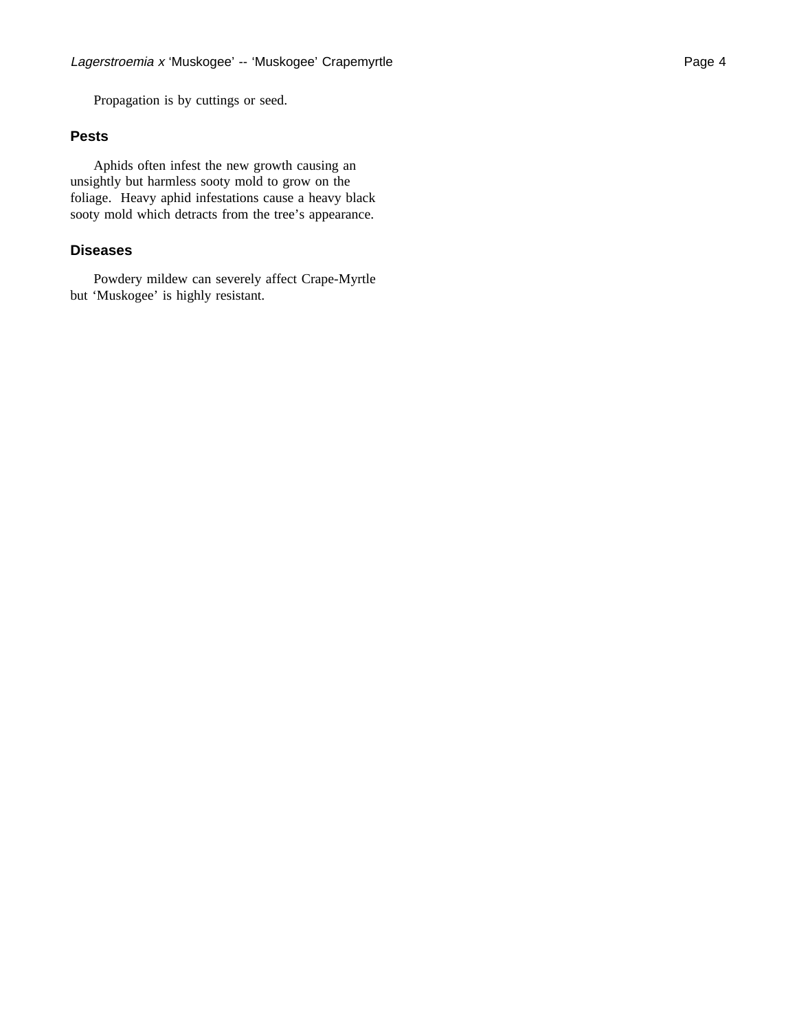Propagation is by cuttings or seed.

## Pests

Aphids often infest the new growth causing an unsightly but harmless sooty mold to grow on the foliage. Heavy aphid infestations cause a heavy black sooty mold which detracts from the tree's appearance.

## Diseases

Powdery mildew can severely affect Crape-Myrtle but 'Muskogee' is highly resistant.